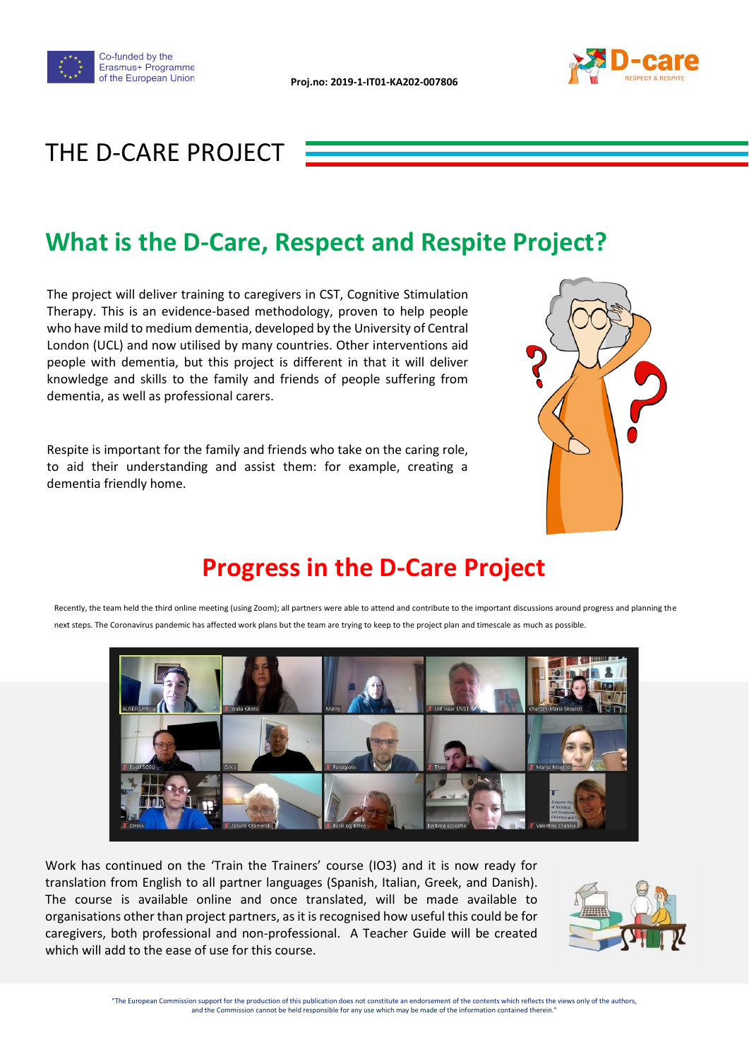Co-funded by the Erasmus+ Programme of the European Union

Proj.no: 2019-1-IT01-KA202-007806

D-care RESPECT & RESPITE

# THE D-CARE PROJECT

## What is the D-Care, Respect and Respite Project?

The project will deliver training to caregivers in CST, Cognitive Stimulation Therapy. This is an evidence-based methodology, proven to help people who have mild to medium dementia, developed by the University of Central London (UCL) and now utilised by many countries. Other interventions aid people with dementia, but this project is different in that it will deliver knowledge and skills to the family and friends of people suffering from dementia, as well as professional carers.

Respite is important for the family and friends who take on the caring role, to aid their understanding and assist them: for example, creating a dementia friendly home.

## Progress in the D-Care Project

Recently, the team held the third online meeting (using Zoom); all partners were able to attend and contribute to the important discussions around progress and planning the next steps. The Coronavirus pandemic has affected work plans but the team are trying to keep to the project plan and timescale as much as possible.

Work has continued on the 'Train the Trainers' course (IO3) and it is now ready for translation from English to all partner languages (Spanish, Italian, Greek, and Danish). The course is available online and once translated, will be made available to organisations other than project partners, as it is recognised how useful this could be for caregivers, both professional and non-professional. A Teacher Guide will be created which will add to the ease of use for this course.

"The European Commission support for the production of this publication does not constitute an endorsement of the contents which reflects the views only of the authors, and the Commission cannot be held responsible for any use which may be made of the information contained therein."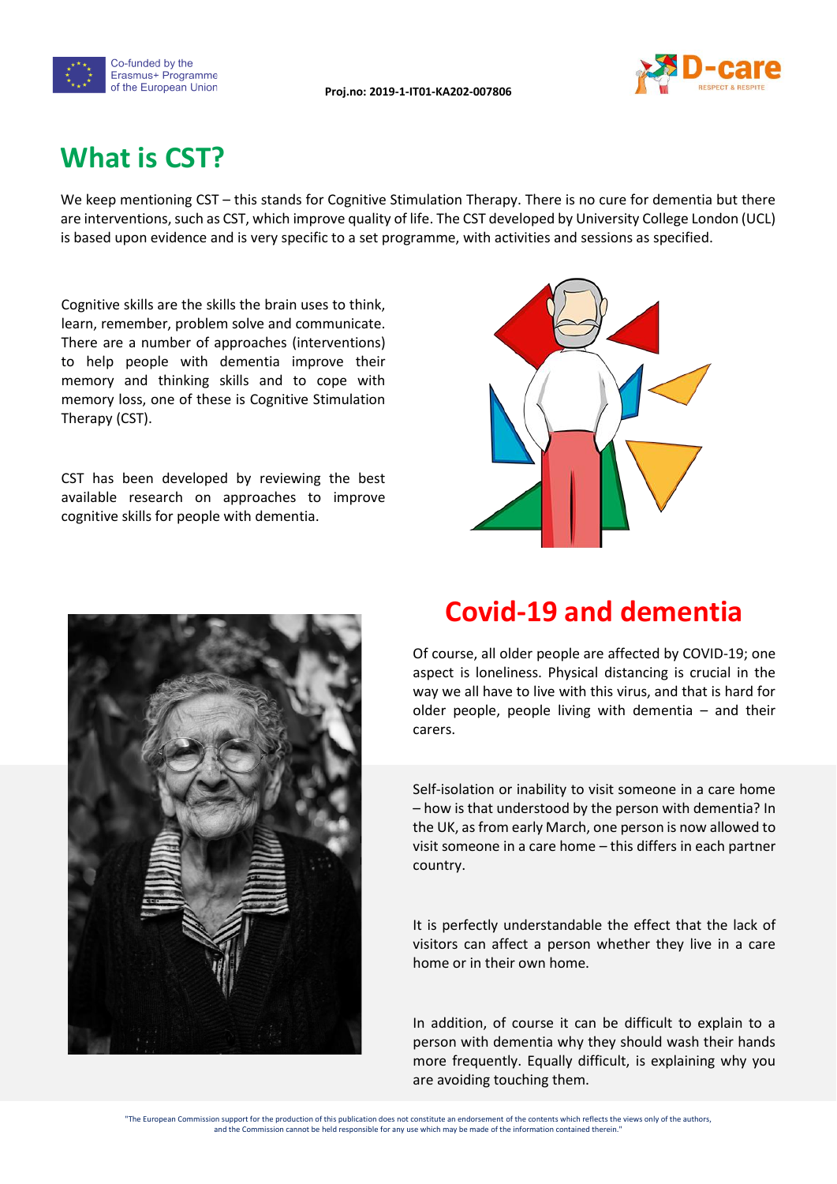# What is CST?

We keep mentioning CST – this stands for Cognitive Stimulation Therapy. There is no cure for dementia but there are interventions, such as CST, which improve quality of life. The CST developed by University College London (UCL) is based upon evidence and is very specific to a set programme, with activities and sessions as specified.

Cognitive skills are the skills the brain uses to think, learn, remember, problem solve and communicate. There are a number of approaches (interventions) to help people with dementia improve their memory and thinking skills and to cope with memory loss, one of these is Cognitive Stimulation Therapy (CST).

CST has been developed by reviewing the best available research on approaches to improve cognitive skills for people with dementia.

# Covid-19 and dementia

Of course, all older people are affected by COVID-19; one aspect is loneliness. Physical distancing is crucial in the way we all have to live with this virus, and that is hard for older people, people living with dementia – and their carers.

Self-isolation or inability to visit someone in a care home – how is that understood by the person with dementia? In the UK, as from early March, one person is now allowed to visit someone in a care home – this differs in each partner country.

It is perfectly understandable the effect that the lack of visitors can affect a person whether they live in a care home or in their own home.

In addition, of course it can be difficult to explain to a person with dementia why they should wash their hands more frequently. Equally difficult, is explaining why you are avoiding touching them.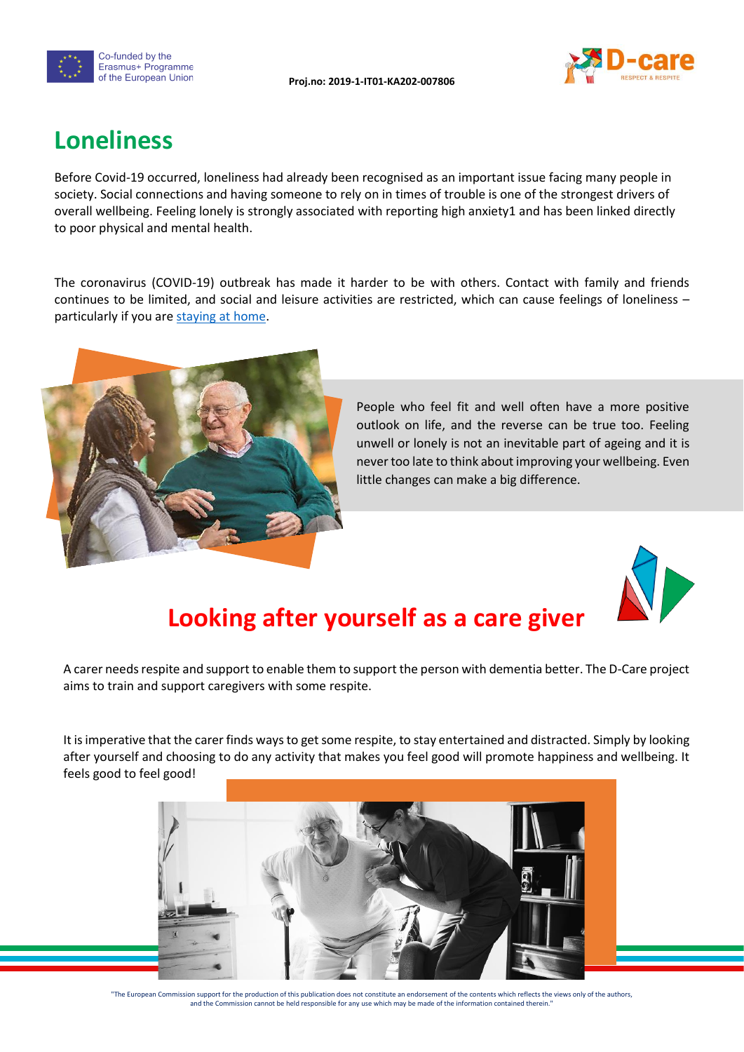# Loneliness

Before Covid-19 occurred, loneliness had already been recognised as an important issue facing many people in society. Social connections and having someone to rely on in times of trouble is one of the strongest drivers of overall wellbeing. Feeling lonely is strongly associated with reporting high anxiety1 and has been linked directly to poor physical and mental health.

The coronavirus (COVID-19) outbreak has made it harder to be with others. Contact with family and friends continues to be limited, and social and leisure activities are restricted, which can cause feelings of loneliness – particularly if you are staying at home.

People who feel fit and well often have a more positive outlook on life, and the reverse can be true too. Feeling unwell or lonely is not an inevitable part of ageing and it is never too late to think about improving your wellbeing. Even little changes can make a big difference.

# Looking after yourself as a care giver

A carer needs respite and support to enable them to support the person with dementia better. The D-Care project aims to train and support caregivers with some respite.

It is imperative that the carer finds ways to get some respite, to stay entertained and distracted. Simply by looking after yourself and choosing to do any activity that makes you feel good will promote happiness and wellbeing. It feels good to feel good!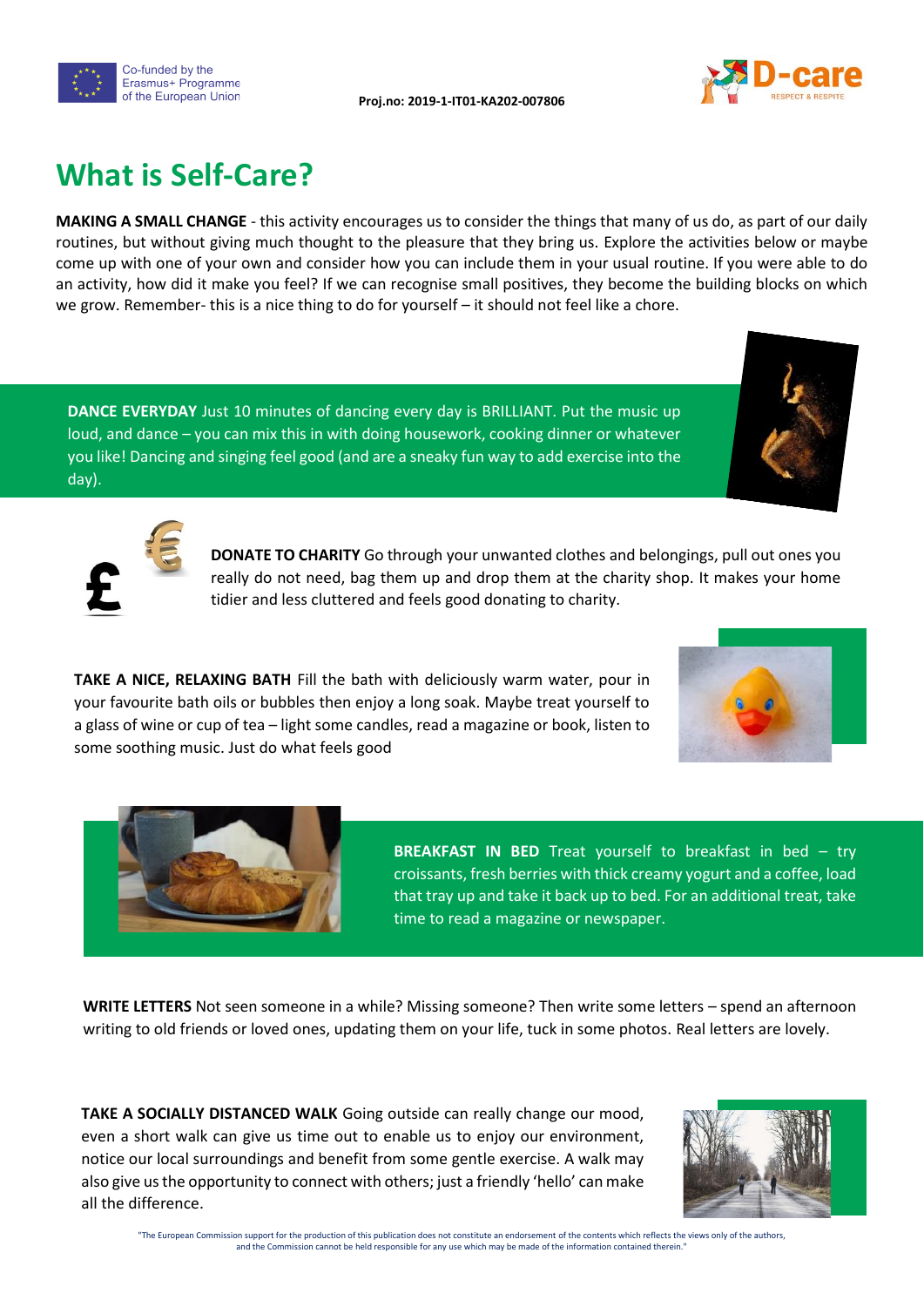# What is Self-Care?

**MAKING A SMALL CHANGE** - this activity encourages us to consider the things that many of us do, as part of our daily routines, but without giving much thought to the pleasure that they bring us. Explore the activities below or maybe come up with one of your own and consider how you can include them in your usual routine. If you were able to do an activity, how did it make you feel? If we can recognise small positives, they become the building blocks on which we grow. Remember- this is a nice thing to do for yourself – it should not feel like a chore.

**DANCE EVERYDAY** Just 10 minutes of dancing every day is BRILLIANT. Put the music up loud, and dance – you can mix this in with doing housework, cooking dinner or whatever you like! Dancing and singing feel good (and are a sneaky fun way to add exercise into the day).

**DONATE TO CHARITY** Go through your unwanted clothes and belongings, pull out ones you really do not need, bag them up and drop them at the charity shop. It makes your home tidier and less cluttered and feels good donating to charity.

**TAKE A NICE, RELAXING BATH** Fill the bath with deliciously warm water, pour in your favourite bath oils or bubbles then enjoy a long soak. Maybe treat yourself to a glass of wine or cup of tea – light some candles, read a magazine or book, listen to some soothing music. Just do what feels good

**BREAKFAST IN BED** Treat yourself to breakfast in bed – try croissants, fresh berries with thick creamy yogurt and a coffee, load that tray up and take it back up to bed. For an additional treat, take time to read a magazine or newspaper.

**WRITE LETTERS** Not seen someone in a while? Missing someone? Then write some letters – spend an afternoon writing to old friends or loved ones, updating them on your life, tuck in some photos. Real letters are lovely.

**TAKE A SOCIALLY DISTANCED WALK** Going outside can really change our mood, even a short walk can give us time out to enable us to enjoy our environment, notice our local surroundings and benefit from some gentle exercise. A walk may also give us the opportunity to connect with others; just a friendly 'hello' can make all the difference.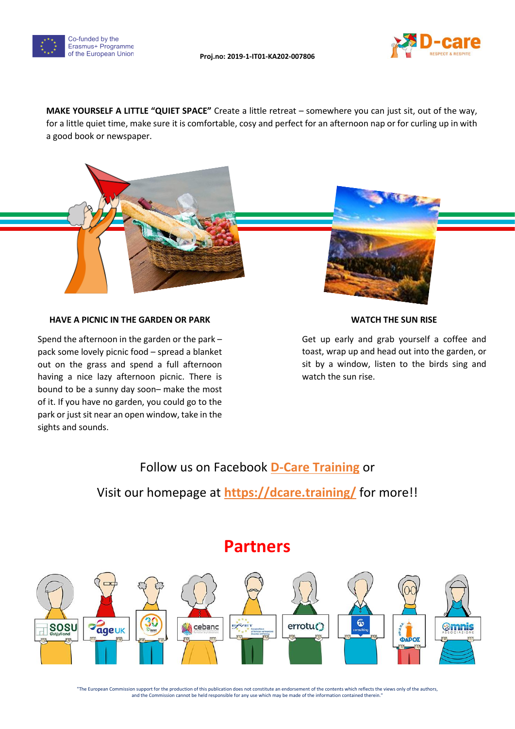**MAKE YOURSELF A LITTLE "QUIET SPACE"** Create a little retreat – somewhere you can just sit, out of the way, for a little quiet time, make sure it is comfortable, cosy and perfect for an afternoon nap or for curling up in with a good book or newspaper.

### HAVE A PICNIC IN THE GARDEN OR PARK

Spend the afternoon in the garden or the park – pack some lovely picnic food – spread a blanket out on the grass and spend a full afternoon having a nice lazy afternoon picnic. There is bound to be a sunny day soon– make the most of it. If you have no garden, you could go to the park or just sit near an open window, take in the sights and sounds.

### WATCH THE SUN RISE

Get up early and grab yourself a coffee and toast, wrap up and head out into the garden, or sit by a window, listen to the birds sing and watch the sun rise.

Follow us on Facebook **D-Care Training** or

Visit our homepage at **https://dcare.training/** for more!!

## Partners

"The European Commission support for the production of this publication does not constitute an endorsement of the contents which reflects the views only of the authors, and the Commission cannot be held responsible for any use which may be made of the information contained therein."